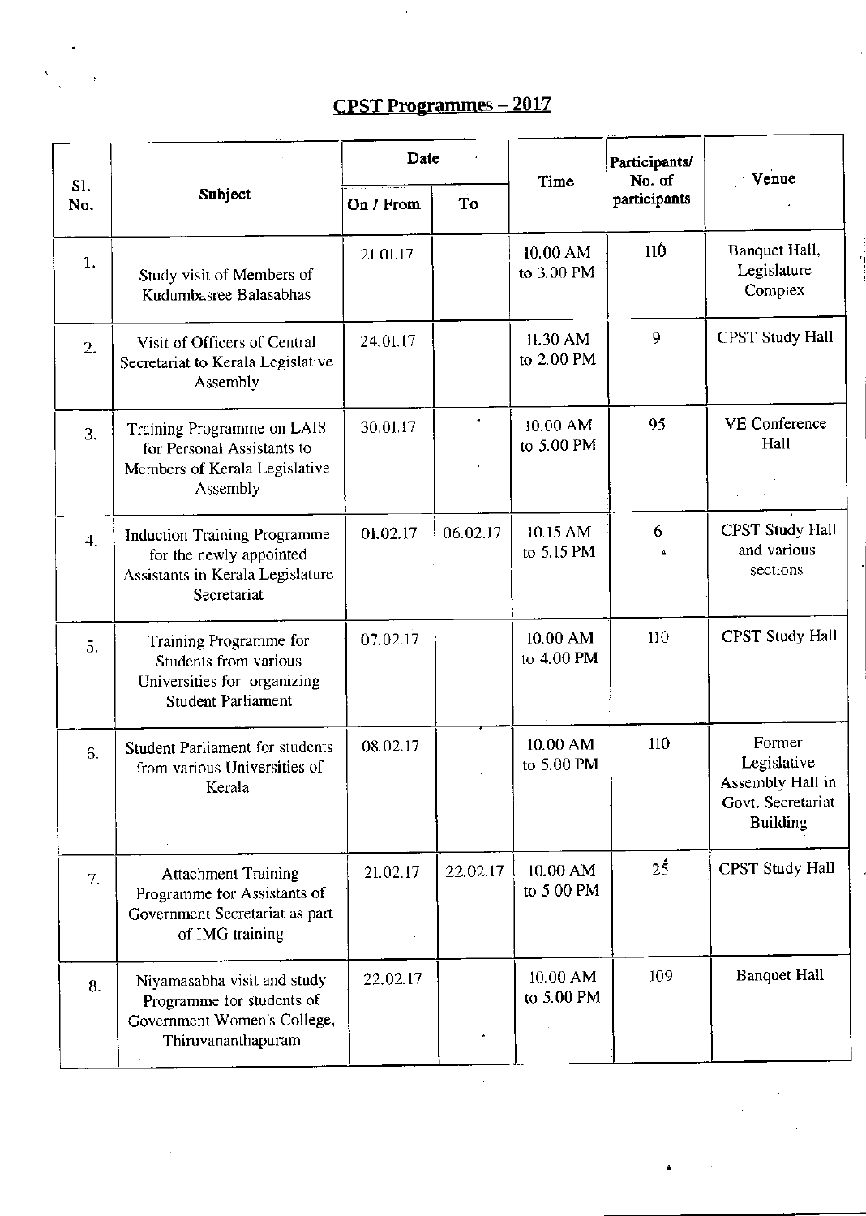## CPST Programmes – 2017

| Sl. No. | Subject | Date | | Time | Participants/ No. of participants | Venue |
|---|---|---|---|---|---|---|
| | | On / From | To | | | |
| 1. | Study visit of Members of Kudumbasree Balasabhas | 21.01.17 | | 10.00 AM to 3.00 PM | 110 | Banquet Hall, Legislature Complex |
| 2. | Visit of Officers of Central Secretariat to Kerala Legislative Assembly | 24.01.17 | | 11.30 AM to 2.00 PM | 9 | CPST Study Hall |
| 3. | Training Programme on LAIS for Personal Assistants to Members of Kerala Legislative Assembly | 30.01.17 | | 10.00 AM to 5.00 PM | 95 | VE Conference Hall |
| 4. | Induction Training Programme for the newly appointed Assistants in Kerala Legislature Secretariat | 01.02.17 | 06.02.17 | 10.15 AM to 5.15 PM | 6 | CPST Study Hall and various sections |
| 5. | Training Programme for Students from various Universities for organizing Student Parliament | 07.02.17 | | 10.00 AM to 4.00 PM | 110 | CPST Study Hall |
| 6. | Student Parliament for students from various Universities of Kerala | 08.02.17 | | 10.00 AM to 5.00 PM | 110 | Former Legislative Assembly Hall in Govt. Secretariat Building |
| 7. | Attachment Training Programme for Assistants of Government Secretariat as part of IMG training | 21.02.17 | 22.02.17 | 10.00 AM to 5.00 PM | 25 | CPST Study Hall |
| 8. | Niyamasabha visit and study Programme for students of Government Women's College, Thiruvananthapuram | 22.02.17 | | 10.00 AM to 5.00 PM | 109 | Banquet Hall |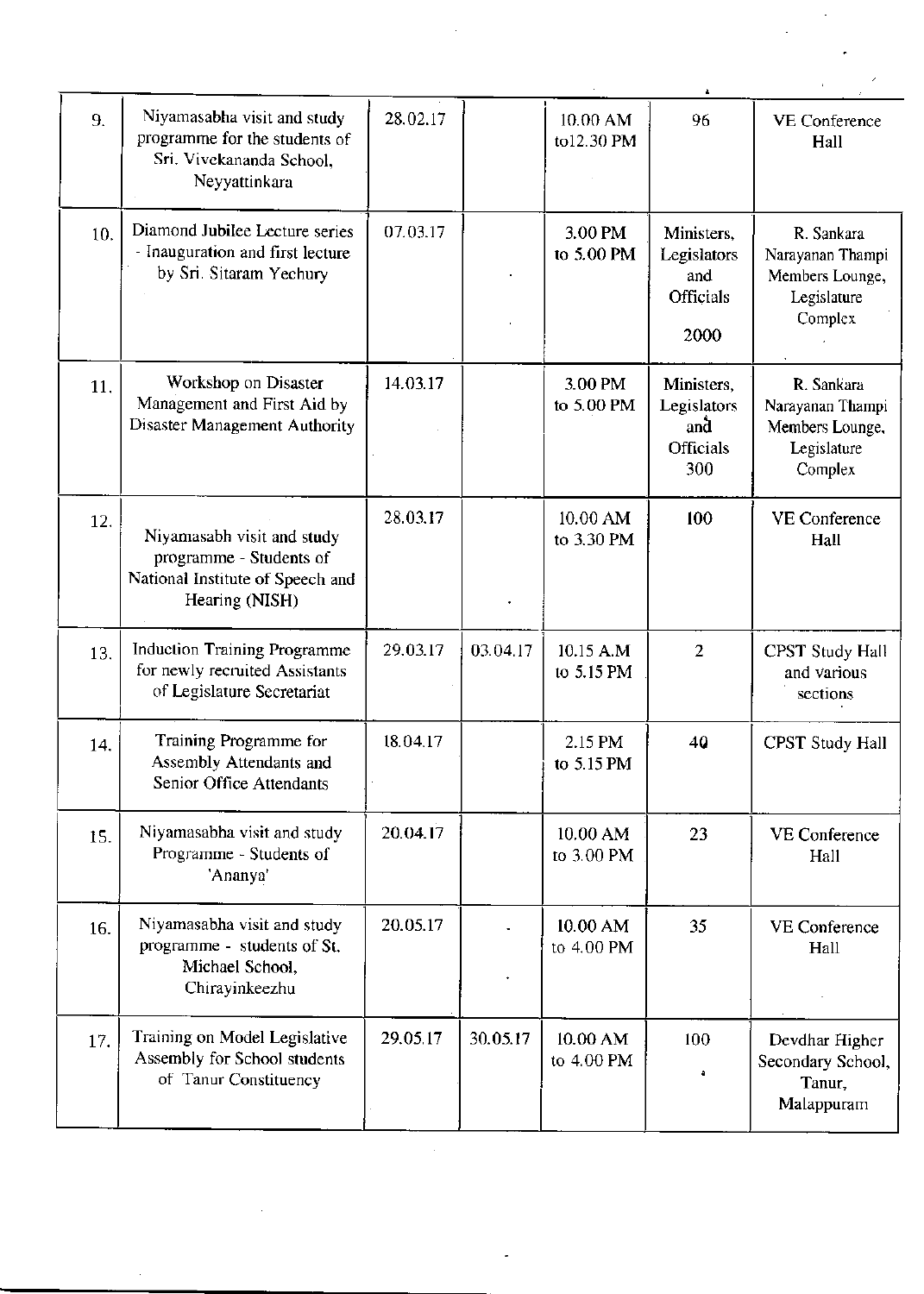| | | | | | | |
|---|---|---|---|---|---|---|
| 9. | Niyamasabha visit and study programme for the students of Sri. Vivekananda School, Neyyattinkara | 28.02.17 | | 10.00 AM to12.30 PM | 96 | VE Conference Hall |
| 10. | Diamond Jubilee Lecture series - Inauguration and first lecture by Sri. Sitaram Yechury | 07.03.17 | | 3.00 PM to 5.00 PM | Ministers, Legislators and Officials 2000 | R. Sankara Narayanan Thampi Members Lounge, Legislature Complex |
| 11. | Workshop on Disaster Management and First Aid by Disaster Management Authority | 14.03.17 | | 3.00 PM to 5.00 PM | Ministers, Legislators and Officials 300 | R. Sankara Narayanan Thampi Members Lounge, Legislature Complex |
| 12. | Niyamasabh visit and study programme - Students of National Institute of Speech and Hearing (NISH) | 28.03.17 | | 10.00 AM to 3.30 PM | 100 | VE Conference Hall |
| 13. | Induction Training Programme for newly recruited Assistants of Legislature Secretariat | 29.03.17 | 03.04.17 | 10.15 A.M to 5.15 PM | 2 | CPST Study Hall and various sections |
| 14. | Training Programme for Assembly Attendants and Senior Office Attendants | 18.04.17 | | 2.15 PM to 5.15 PM | 40 | CPST Study Hall |
| 15. | Niyamasabha visit and study Programme - Students of 'Ananya' | 20.04.17 | | 10.00 AM to 3.00 PM | 23 | VE Conference Hall |
| 16. | Niyamasabha visit and study programme - students of St. Michael School, Chirayinkeezhu | 20.05.17 | | 10.00 AM to 4.00 PM | 35 | VE Conference Hall |
| 17. | Training on Model Legislative Assembly for School students of Tanur Constituency | 29.05.17 | 30.05.17 | 10.00 AM to 4.00 PM | 100 | Devdhar Higher Secondary School, Tanur, Malappuram |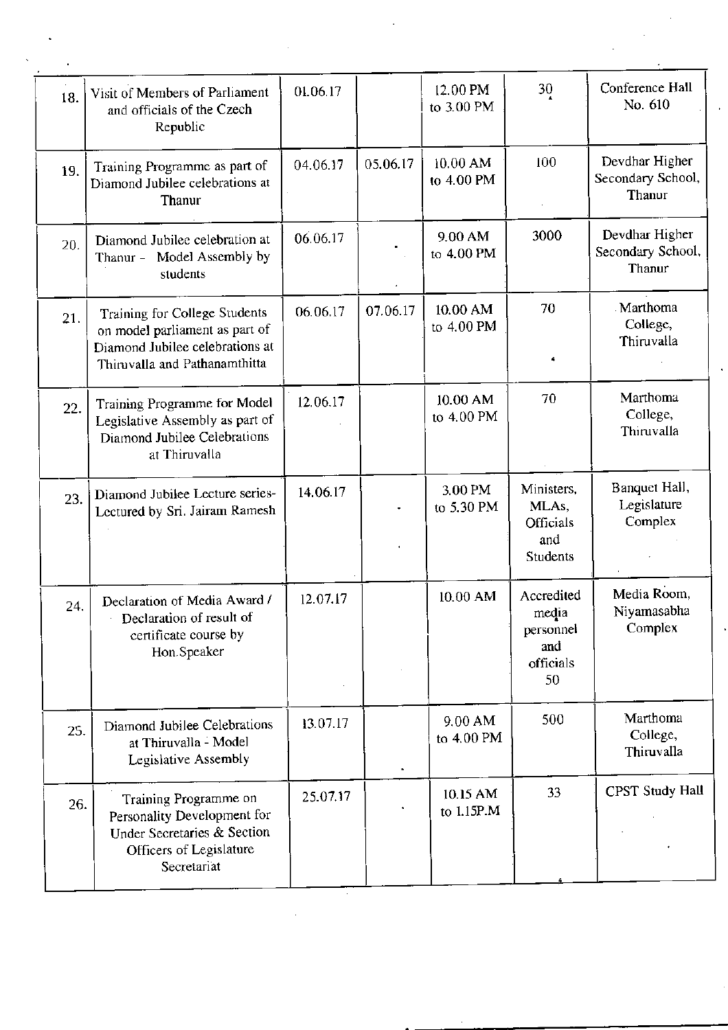| 18. | Visit of Members of Parliament and officials of the Czech Republic | 01.06.17 | | 12.00 PM to 3.00 PM | 30 | Conference Hall No. 610 |
|---|---|---|---|---|---|---|
| 19. | Training Programme as part of Diamond Jubilee celebrations at Thanur | 04.06.17 | 05.06.17 | 10.00 AM to 4.00 PM | 100 | Devdhar Higher Secondary School, Thanur |
| 20. | Diamond Jubilee celebration at Thanur - Model Assembly by students | 06.06.17 | | 9.00 AM to 4.00 PM | 3000 | Devdhar Higher Secondary School, Thanur |
| 21. | Training for College Students on model parliament as part of Diamond Jubilee celebrations at Thiruvalla and Pathanamthitta | 06.06.17 | 07.06.17 | 10.00 AM to 4.00 PM | 70 | Marthoma College, Thiruvalla |
| 22. | Training Programme for Model Legislative Assembly as part of Diamond Jubilee Celebrations at Thiruvalla | 12.06.17 | | 10.00 AM to 4.00 PM | 70 | Marthoma College, Thiruvalla |
| 23. | Diamond Jubilee Lecture series-Lectured by Sri. Jairam Ramesh | 14.06.17 | | 3.00 PM to 5.30 PM | Ministers, MLAs, Officials and Students | Banquet Hall, Legislature Complex |
| 24. | Declaration of Media Award / Declaration of result of certificate course by Hon.Speaker | 12.07.17 | | 10.00 AM | Accredited media personnel and officials 50 | Media Room, Niyamasabha Complex |
| 25. | Diamond Jubilee Celebrations at Thiruvalla - Model Legislative Assembly | 13.07.17 | | 9.00 AM to 4.00 PM | 500 | Marthoma College, Thiruvalla |
| 26. | Training Programme on Personality Development for Under Secretaries & Section Officers of Legislature Secretariat | 25.07.17 | | 10.15 AM to 1.15P.M | 33 | CPST Study Hall |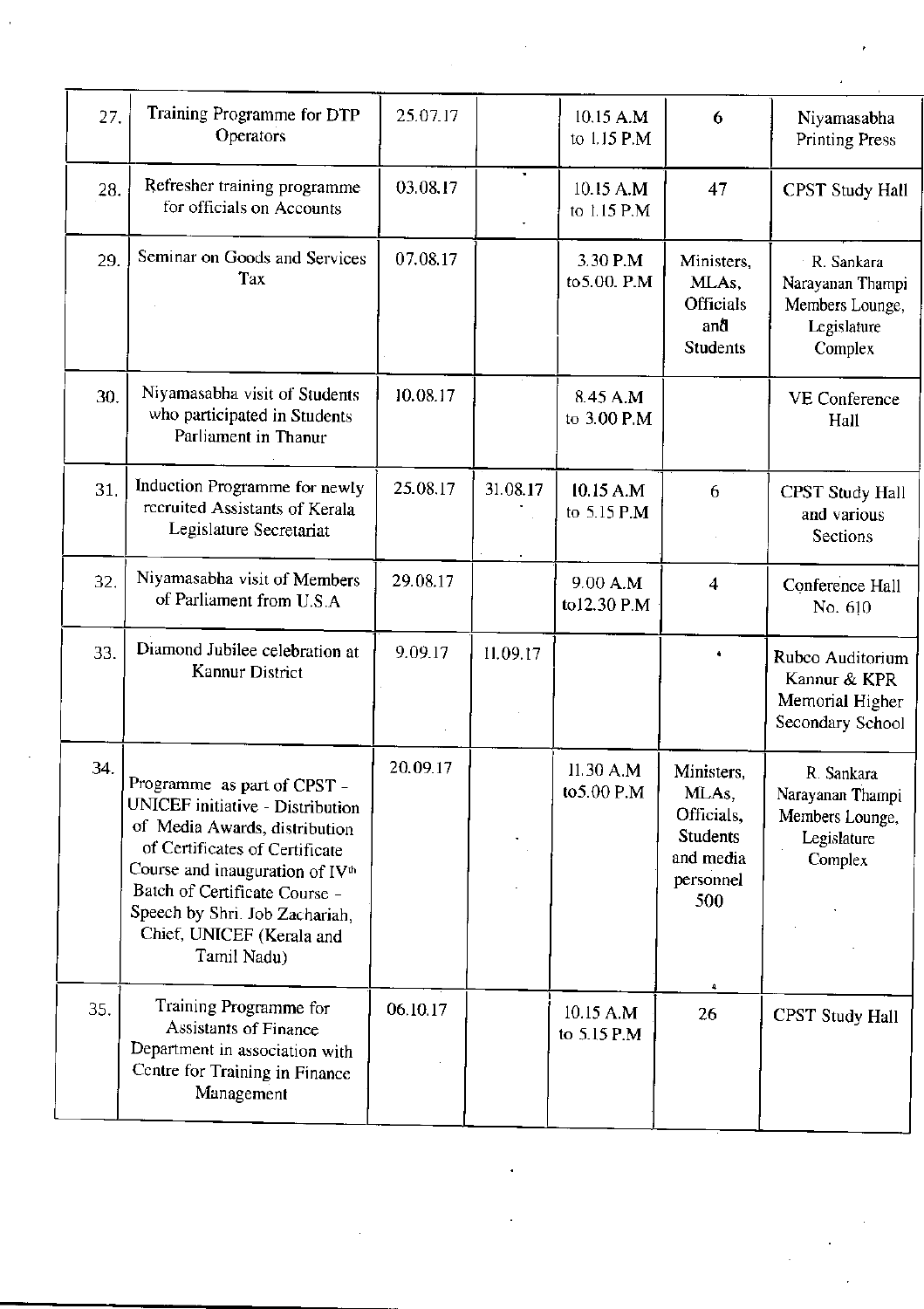| 27. | Training Programme for DTP Operators | 25.07.17 | | 10.15 A.M to 1.15 P.M | 6 | Niyamasabha Printing Press |
|---|---|---|---|---|---|---|
| 28. | Refresher training programme for officials on Accounts | 03.08.17 | | 10.15 A.M to 1.15 P.M | 47 | CPST Study Hall |
| 29. | Seminar on Goods and Services Tax | 07.08.17 | | 3.30 P.M to5.00. P.M | Ministers, MLAs, Officials and Students | R. Sankara Narayanan Thampi Members Lounge, Legislature Complex |
| 30. | Niyamasabha visit of Students who participated in Students Parliament in Thanur | 10.08.17 | | 8.45 A.M to 3.00 P.M | | VE Conference Hall |
| 31. | Induction Programme for newly recruited Assistants of Kerala Legislature Secretariat | 25.08.17 | 31.08.17 | 10.15 A.M to 5.15 P.M | 6 | CPST Study Hall and various Sections |
| 32. | Niyamasabha visit of Members of Parliament from U.S.A | 29.08.17 | | 9.00 A.M to12.30 P.M | 4 | Conference Hall No. 610 |
| 33. | Diamond Jubilee celebration at Kannur District | 9.09.17 | 11.09.17 | | | Rubco Auditorium Kannur & KPR Memorial Higher Secondary School |
| 34. | Programme as part of CPST - UNICEF initiative - Distribution of Media Awards, distribution of Certificates of Certificate Course and inauguration of IVth Batch of Certificate Course - Speech by Shri. Job Zachariah, Chief, UNICEF (Kerala and Tamil Nadu) | 20.09.17 | | 11.30 A.M to5.00 P.M | Ministers, MLAs, Officials, Students and media personnel 500 | R. Sankara Narayanan Thampi Members Lounge, Legislature Complex |
| 35. | Training Programme for Assistants of Finance Department in association with Centre for Training in Finance Management | 06.10.17 | | 10.15 A.M to 5.15 P.M | 26 | CPST Study Hall |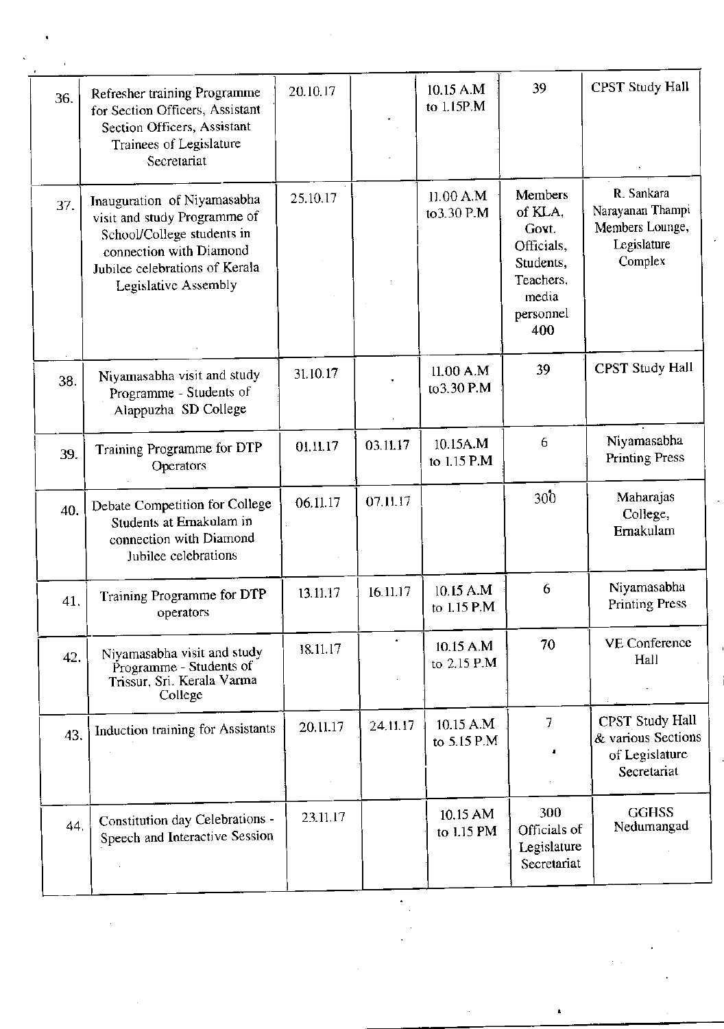| 36. | Refresher training Programme for Section Officers, Assistant Section Officers, Assistant Trainees of Legislature Secretariat | 20.10.17 | | 10.15 A.M to 1.15P.M | 39 | CPST Study Hall |
|---|---|---|---|---|---|---|
| 37. | Inauguration of Niyamasabha visit and study Programme of School/College students in connection with Diamond Jubilee celebrations of Kerala Legislative Assembly | 25.10.17 | | 11.00 A.M to3.30 P.M | Members of KLA, Govt. Officials, Students, Teachers, media personnel 400 | R. Sankara Narayanan Thampi Members Lounge, Legislature Complex |
| 38. | Niyamasabha visit and study Programme - Students of Alappuzha SD College | 31.10.17 | | 11.00 A.M to3.30 P.M | 39 | CPST Study Hall |
| 39. | Training Programme for DTP Operators | 01.11.17 | 03.11.17 | 10.15A.M to 1.15 P.M | 6 | Niyamasabha Printing Press |
| 40. | Debate Competition for College Students at Ernakulam in connection with Diamond Jubilee celebrations | 06.11.17 | 07.11.17 | | 300 | Maharajas College, Ernakulam |
| 41. | Training Programme for DTP operators | 13.11.17 | 16.11.17 | 10.15 A.M to 1.15 P.M | 6 | Niyamasabha Printing Press |
| 42. | Niyamasabha visit and study Programme - Students of Trissur, Sri. Kerala Varma College | 18.11.17 | | 10.15 A.M to 2.15 P.M | 70 | VE Conference Hall |
| 43. | Induction training for Assistants | 20.11.17 | 24.11.17 | 10.15 A.M to 5.15 P.M | 7 | CPST Study Hall & various Sections of Legislature Secretariat |
| 44. | Constitution day Celebrations - Speech and Interactive Session | 23.11.17 | | 10.15 AM to 1.15 PM | 300 Officials of Legislature Secretariat | GGHSS Nedumangad |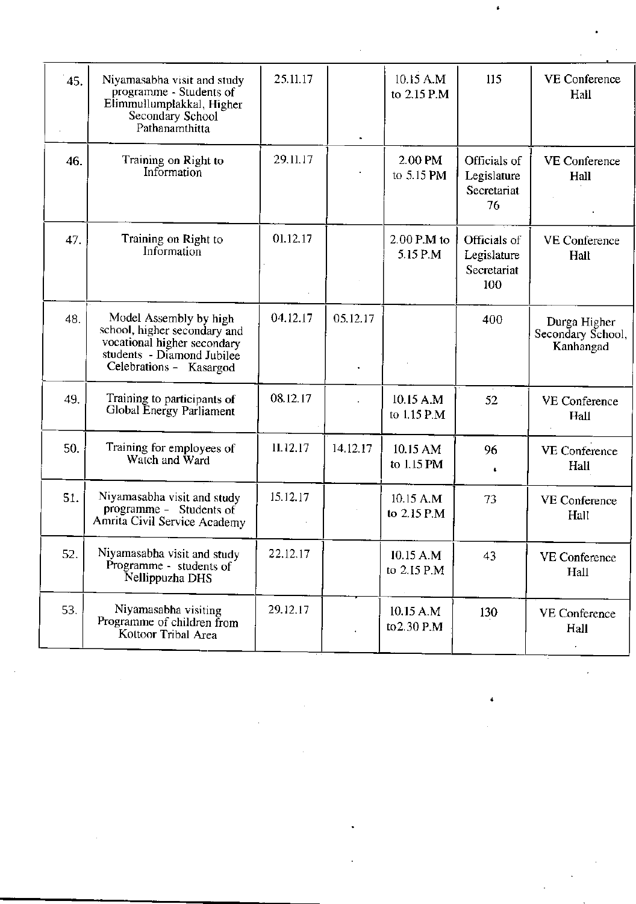| | | | | | | |
|---|---|---|---|---|---|---|
| 45. | Niyamasabha visit and study programme - Students of Elimmullumplakkal, Higher Secondary School Pathanamthitta | 25.11.17 | | 10.15 A.M to 2.15 P.M | 115 | VE Conference Hall |
| 46. | Training on Right to Information | 29.11.17 | | 2.00 PM to 5.15 PM | Officials of Legislature Secretariat 76 | VE Conference Hall |
| 47. | Training on Right to Information | 01.12.17 | | 2.00 P.M to 5.15 P.M | Officials of Legislature Secretariat 100 | VE Conference Hall |
| 48. | Model Assembly by high school, higher secondary and vocational higher secondary students - Diamond Jubilee Celebrations - Kasargod | 04.12.17 | 05.12.17 | | 400 | Durga Higher Secondary School, Kanhangad |
| 49. | Training to participants of Global Energy Parliament | 08.12.17 | | 10.15 A.M to 1.15 P.M | 52 | VE Conference Hall |
| 50. | Training for employees of Watch and Ward | 11.12.17 | 14.12.17 | 10.15 AM to 1.15 PM | 96 | VE Conference Hall |
| 51. | Niyamasabha visit and study programme - Students of Amrita Civil Service Academy | 15.12.17 | | 10.15 A.M to 2.15 P.M | 73 | VE Conference Hall |
| 52. | Niyamasabha visit and study Programme - students of Nellippuzha DHS | 22.12.17 | | 10.15 A.M to 2.15 P.M | 43 | VE Conference Hall |
| 53. | Niyamasabha visiting Programme of children from Kottoor Tribal Area | 29.12.17 | | 10.15 A.M to2.30 P.M | 130 | VE Conference Hall |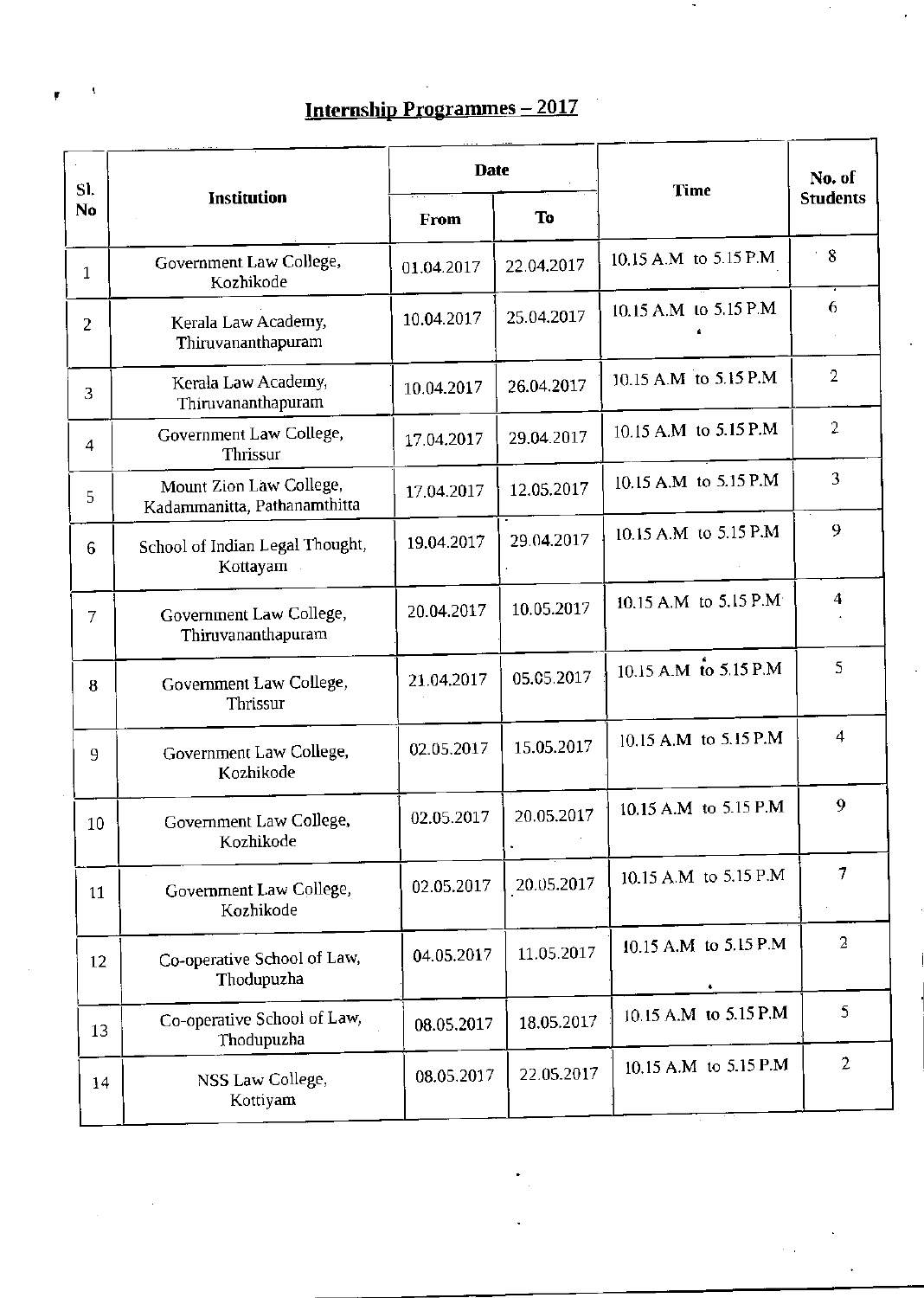## Internship Programmes – 2017

| Sl. No | Institution | Date | | Time | No. of Students |
|---|---|---|---|---|---|
| | | From | To | | |
| 1 | Government Law College, Kozhikode | 01.04.2017 | 22.04.2017 | 10.15 A.M to 5.15 P.M | 8 |
| 2 | Kerala Law Academy, Thiruvananthapuram | 10.04.2017 | 25.04.2017 | 10.15 A.M to 5.15 P.M | 6 |
| 3 | Kerala Law Academy, Thiruvananthapuram | 10.04.2017 | 26.04.2017 | 10.15 A.M to 5.15 P.M | 2 |
| 4 | Government Law College, Thrissur | 17.04.2017 | 29.04.2017 | 10.15 A.M to 5.15 P.M | 2 |
| 5 | Mount Zion Law College, Kadammanitta, Pathanamthitta | 17.04.2017 | 12.05.2017 | 10.15 A.M to 5.15 P.M | 3 |
| 6 | School of Indian Legal Thought, Kottayam | 19.04.2017 | 29.04.2017 | 10.15 A.M to 5.15 P.M | 9 |
| 7 | Government Law College, Thiruvananthapuram | 20.04.2017 | 10.05.2017 | 10.15 A.M to 5.15 P.M | 4 |
| 8 | Government Law College, Thrissur | 21.04.2017 | 05.05.2017 | 10.15 A.M to 5.15 P.M | 5 |
| 9 | Government Law College, Kozhikode | 02.05.2017 | 15.05.2017 | 10.15 A.M to 5.15 P.M | 4 |
| 10 | Government Law College, Kozhikode | 02.05.2017 | 20.05.2017 | 10.15 A.M to 5.15 P.M | 9 |
| 11 | Government Law College, Kozhikode | 02.05.2017 | 20.05.2017 | 10.15 A.M to 5.15 P.M | 7 |
| 12 | Co-operative School of Law, Thodupuzha | 04.05.2017 | 11.05.2017 | 10.15 A.M to 5.15 P.M | 2 |
| 13 | Co-operative School of Law, Thodupuzha | 08.05.2017 | 18.05.2017 | 10.15 A.M to 5.15 P.M | 5 |
| 14 | NSS Law College, Kottiyam | 08.05.2017 | 22.05.2017 | 10.15 A.M to 5.15 P.M | 2 |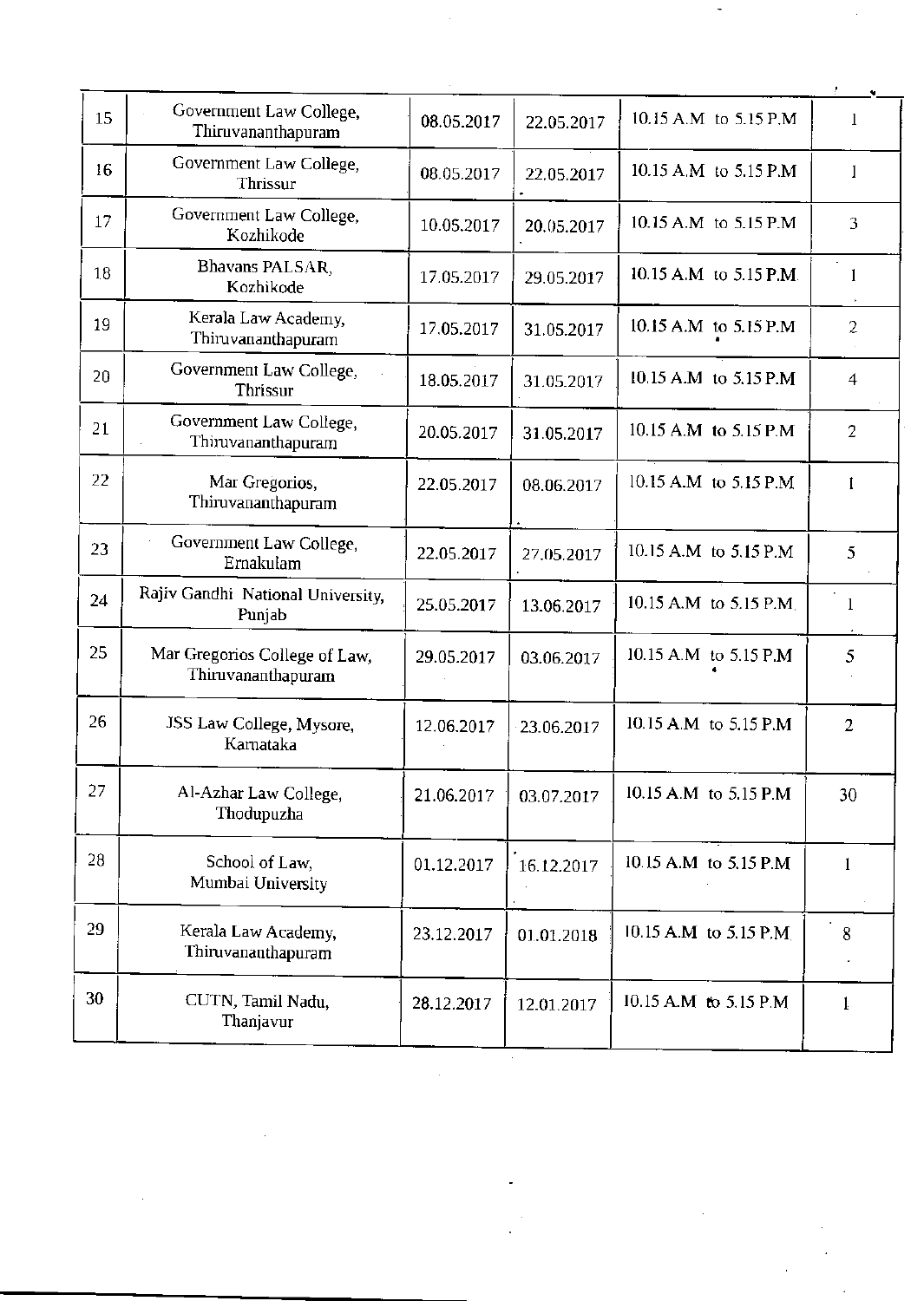| | | | | | |
|---|---|---|---|---|---|
| 15 | Government Law College, Thiruvananthapuram | 08.05.2017 | 22.05.2017 | 10.15 A.M to 5.15 P.M | 1 |
| 16 | Government Law College, Thrissur | 08.05.2017 | 22.05.2017 | 10.15 A.M to 5.15 P.M | 1 |
| 17 | Government Law College, Kozhikode | 10.05.2017 | 20.05.2017 | 10.15 A.M to 5.15 P.M | 3 |
| 18 | Bhavans PALSAR, Kozhikode | 17.05.2017 | 29.05.2017 | 10.15 A.M to 5.15 P.M | 1 |
| 19 | Kerala Law Academy, Thiruvananthapuram | 17.05.2017 | 31.05.2017 | 10.15 A.M to 5.15 P.M | 2 |
| 20 | Government Law College, Thrissur | 18.05.2017 | 31.05.2017 | 10.15 A.M to 5.15 P.M | 4 |
| 21 | Government Law College, Thiruvananthapuram | 20.05.2017 | 31.05.2017 | 10.15 A.M to 5.15 P.M | 2 |
| 22 | Mar Gregorios, Thiruvananthapuram | 22.05.2017 | 08.06.2017 | 10.15 A.M to 5.15 P.M | 1 |
| 23 | Government Law College, Ernakulam | 22.05.2017 | 27.05.2017 | 10.15 A.M to 5.15 P.M | 5 |
| 24 | Rajiv Gandhi National University, Punjab | 25.05.2017 | 13.06.2017 | 10.15 A.M to 5.15 P.M | 1 |
| 25 | Mar Gregorios College of Law, Thiruvananthapuram | 29.05.2017 | 03.06.2017 | 10.15 A.M to 5.15 P.M | 5 |
| 26 | JSS Law College, Mysore, Karnataka | 12.06.2017 | 23.06.2017 | 10.15 A.M to 5.15 P.M | 2 |
| 27 | Al-Azhar Law College, Thodupuzha | 21.06.2017 | 03.07.2017 | 10.15 A.M to 5.15 P.M | 30 |
| 28 | School of Law, Mumbai University | 01.12.2017 | 16.12.2017 | 10.15 A.M to 5.15 P.M | 1 |
| 29 | Kerala Law Academy, Thiruvananthapuram | 23.12.2017 | 01.01.2018 | 10.15 A.M to 5.15 P.M | 8 |
| 30 | CUTN, Tamil Nadu, Thanjavur | 28.12.2017 | 12.01.2017 | 10.15 A.M to 5.15 P.M | 1 |